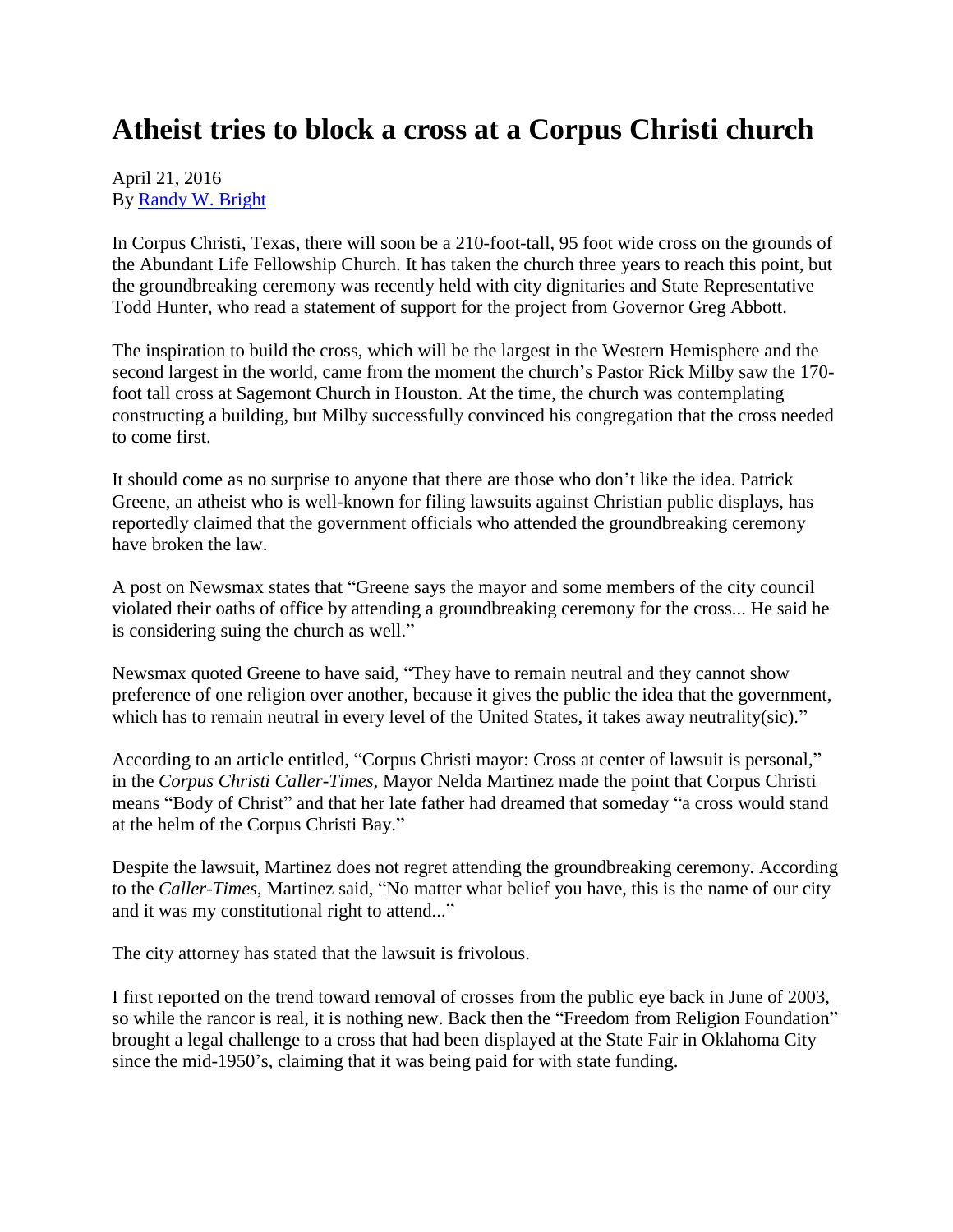# Atheist tries to block a cross at a Corpus Christi church

April 21, 2016
By [Randy W. Bright]

In Corpus Christi, Texas, there will soon be a 210-foot-tall, 95 foot wide cross on the grounds of the Abundant Life Fellowship Church. It has taken the church three years to reach this point, but the groundbreaking ceremony was recently held with city dignitaries and State Representative Todd Hunter, who read a statement of support for the project from Governor Greg Abbott.

The inspiration to build the cross, which will be the largest in the Western Hemisphere and the second largest in the world, came from the moment the church's Pastor Rick Milby saw the 170-foot tall cross at Sagemont Church in Houston. At the time, the church was contemplating constructing a building, but Milby successfully convinced his congregation that the cross needed to come first.

It should come as no surprise to anyone that there are those who don't like the idea. Patrick Greene, an atheist who is well-known for filing lawsuits against Christian public displays, has reportedly claimed that the government officials who attended the groundbreaking ceremony have broken the law.

A post on Newsmax states that "Greene says the mayor and some members of the city council violated their oaths of office by attending a groundbreaking ceremony for the cross... He said he is considering suing the church as well."

Newsmax quoted Greene to have said, "They have to remain neutral and they cannot show preference of one religion over another, because it gives the public the idea that the government, which has to remain neutral in every level of the United States, it takes away neutrality(sic)."

According to an article entitled, "Corpus Christi mayor: Cross at center of lawsuit is personal," in the *Corpus Christi Caller-Times*, Mayor Nelda Martinez made the point that Corpus Christi means "Body of Christ" and that her late father had dreamed that someday "a cross would stand at the helm of the Corpus Christi Bay."

Despite the lawsuit, Martinez does not regret attending the groundbreaking ceremony. According to the *Caller-Times*, Martinez said, "No matter what belief you have, this is the name of our city and it was my constitutional right to attend..."

The city attorney has stated that the lawsuit is frivolous.

I first reported on the trend toward removal of crosses from the public eye back in June of 2003, so while the rancor is real, it is nothing new. Back then the "Freedom from Religion Foundation" brought a legal challenge to a cross that had been displayed at the State Fair in Oklahoma City since the mid-1950's, claiming that it was being paid for with state funding.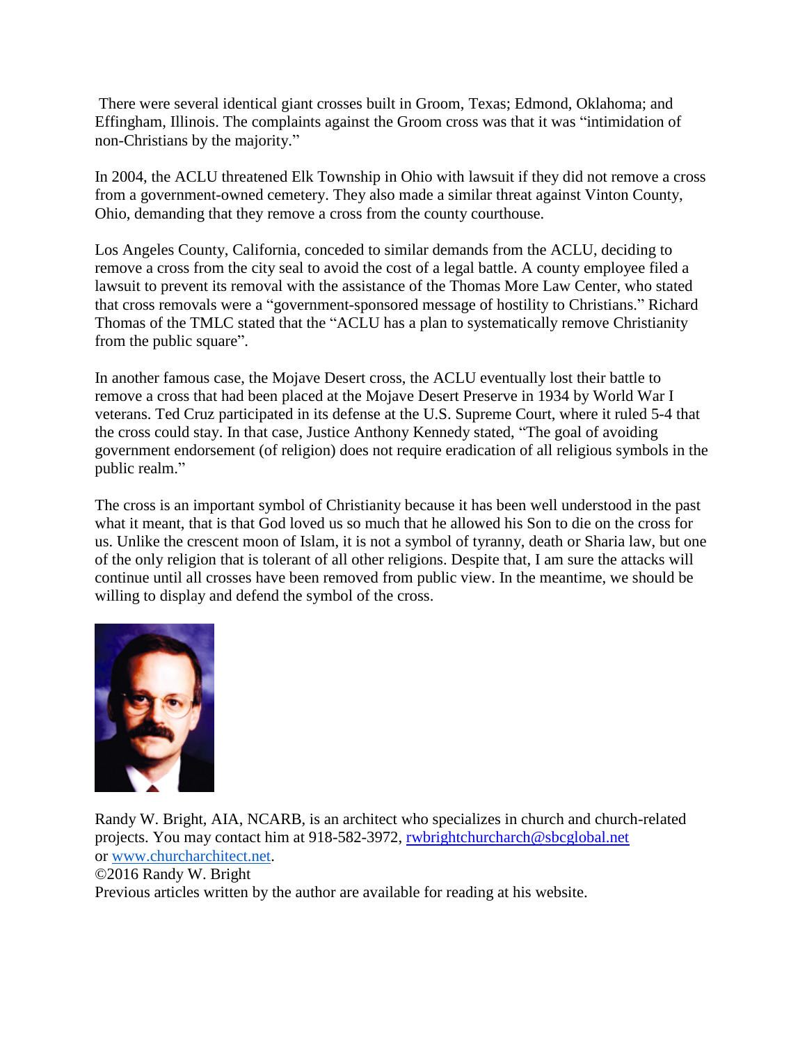There were several identical giant crosses built in Groom, Texas; Edmond, Oklahoma; and Effingham, Illinois. The complaints against the Groom cross was that it was "intimidation of non-Christians by the majority."

In 2004, the ACLU threatened Elk Township in Ohio with lawsuit if they did not remove a cross from a government-owned cemetery. They also made a similar threat against Vinton County, Ohio, demanding that they remove a cross from the county courthouse.

Los Angeles County, California, conceded to similar demands from the ACLU, deciding to remove a cross from the city seal to avoid the cost of a legal battle. A county employee filed a lawsuit to prevent its removal with the assistance of the Thomas More Law Center, who stated that cross removals were a "government-sponsored message of hostility to Christians." Richard Thomas of the TMLC stated that the "ACLU has a plan to systematically remove Christianity from the public square".

In another famous case, the Mojave Desert cross, the ACLU eventually lost their battle to remove a cross that had been placed at the Mojave Desert Preserve in 1934 by World War I veterans. Ted Cruz participated in its defense at the U.S. Supreme Court, where it ruled 5-4 that the cross could stay. In that case, Justice Anthony Kennedy stated, "The goal of avoiding government endorsement (of religion) does not require eradication of all religious symbols in the public realm."

The cross is an important symbol of Christianity because it has been well understood in the past what it meant, that is that God loved us so much that he allowed his Son to die on the cross for us. Unlike the crescent moon of Islam, it is not a symbol of tyranny, death or Sharia law, but one of the only religion that is tolerant of all other religions. Despite that, I am sure the attacks will continue until all crosses have been removed from public view. In the meantime, we should be willing to display and defend the symbol of the cross.

Randy W. Bright, AIA, NCARB, is an architect who specializes in church and church-related projects. You may contact him at 918-582-3972, rwbrightchurcharch@sbcglobal.net or www.churcharchitect.net.

©2016 Randy W. Bright

Previous articles written by the author are available for reading at his website.